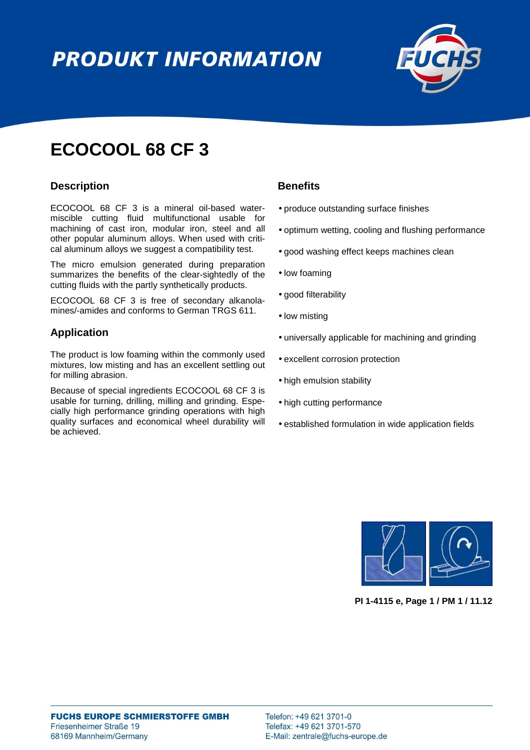# PRODUKT INFORMATION

# ECOCOOL 68 CF 3

## Description

ECOCOOL 68 CF 3 is a mineral oil-based water-miscible cutting fluid multifunctional usable for machining of cast iron, modular iron, steel and all other popular aluminum alloys. When used with critical aluminum alloys we suggest a compatibility test.

The micro emulsion generated during preparation summarizes the benefits of the clear-sightedly of the cutting fluids with the partly synthetically products.

ECOCOOL 68 CF 3 is free of secondary alkanolamines/-amides and conforms to German TRGS 611.

## Application

The product is low foaming within the commonly used mixtures, low misting and has an excellent settling out for milling abrasion.

Because of special ingredients ECOCOOL 68 CF 3 is usable for turning, drilling, milling and grinding. Especially high performance grinding operations with high quality surfaces and economical wheel durability will be achieved.

## Benefits

- produce outstanding surface finishes
- optimum wetting, cooling and flushing performance
- good washing effect keeps machines clean
- low foaming
- good filterability
- low misting
- universally applicable for machining and grinding
- excellent corrosion protection
- high emulsion stability
- high cutting performance
- established formulation in wide application fields

**PI 1-4115 e, Page 1 / PM 1 / 11.12**

**FUCHS EUROPE SCHMIERSTOFFE GMBH**
Friesenheimer Straße 19
68169 Mannheim/Germany

Telefon: +49 621 3701-0
Telefax: +49 621 3701-570
E-Mail: zentrale@fuchs-europe.de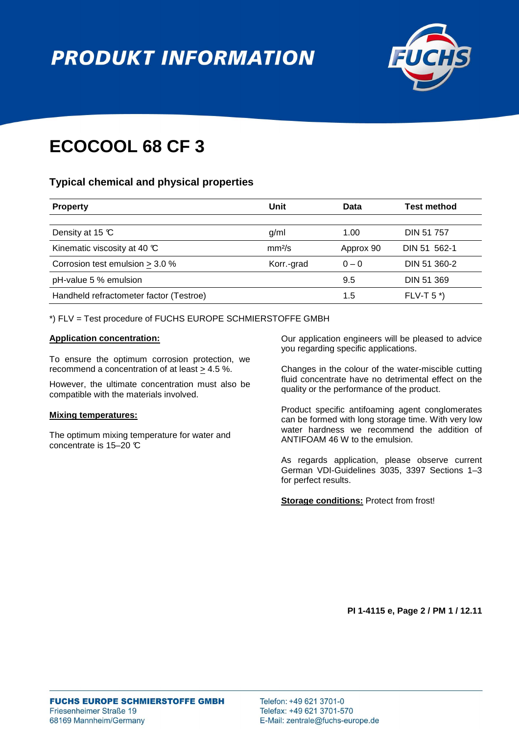# ECOCOOL 68 CF 3

## Typical chemical and physical properties

| Property | Unit | Data | Test method |
|---|---|---|---|
| Density at 15 °C | g/ml | 1.00 | DIN 51 757 |
| Kinematic viscosity at 40 °C | $mm^2/s$ | Approx 90 | DIN 51 562-1 |
| Corrosion test emulsion ≥ 3.0 % | Korr.-grad | 0 – 0 | DIN 51 360-2 |
| pH-value 5 % emulsion | | 9.5 | DIN 51 369 |
| Handheld refractometer factor (Testroe) | | 1.5 | FLV-T 5 *) |

*) FLV = Test procedure of FUCHS EUROPE SCHMIERSTOFFE GMBH

**Application concentration:**

To ensure the optimum corrosion protection, we recommend a concentration of at least ≥ 4.5 %.

However, the ultimate concentration must also be compatible with the materials involved.

**Mixing temperatures:**

The optimum mixing temperature for water and concentrate is 15–20 °C

Our application engineers will be pleased to advice you regarding specific applications.

Changes in the colour of the water-miscible cutting fluid concentrate have no detrimental effect on the quality or the performance of the product.

Product specific antifoaming agent conglomerates can be formed with long storage time. With very low water hardness we recommend the addition of ANTIFOAM 46 W to the emulsion.

As regards application, please observe current German VDI-Guidelines 3035, 3397 Sections 1–3 for perfect results.

**Storage conditions:** Protect from frost!

**PI 1-4115 e, Page 2 / PM 1 / 12.11**

**FUCHS EUROPE SCHMIERSTOFFE GMBH**
Friesenheimer Straße 19
68169 Mannheim/Germany

Telefon: +49 621 3701-0
Telefax: +49 621 3701-570
E-Mail: zentrale@fuchs-europe.de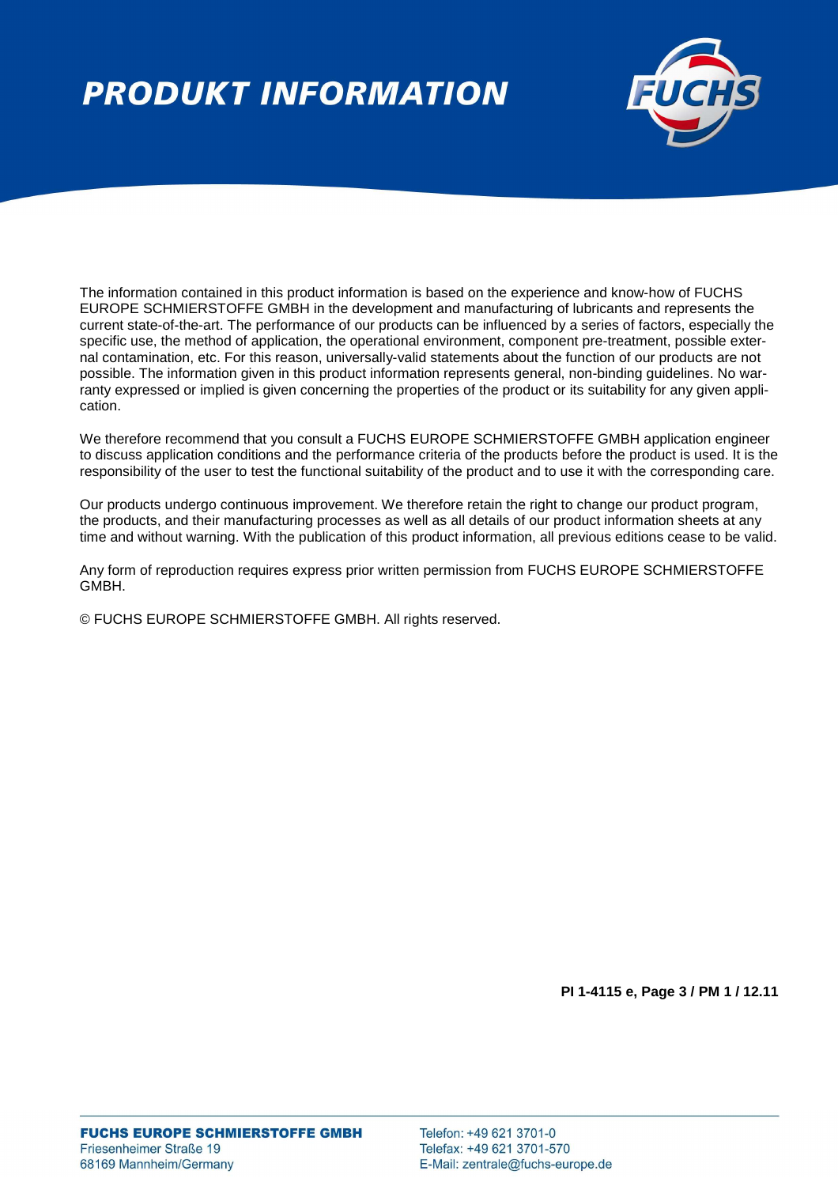# PRODUKT INFORMATION

The information contained in this product information is based on the experience and know-how of FUCHS EUROPE SCHMIERSTOFFE GMBH in the development and manufacturing of lubricants and represents the current state-of-the-art. The performance of our products can be influenced by a series of factors, especially the specific use, the method of application, the operational environment, component pre-treatment, possible external contamination, etc. For this reason, universally-valid statements about the function of our products are not possible. The information given in this product information represents general, non-binding guidelines. No warranty expressed or implied is given concerning the properties of the product or its suitability for any given application.

We therefore recommend that you consult a FUCHS EUROPE SCHMIERSTOFFE GMBH application engineer to discuss application conditions and the performance criteria of the products before the product is used. It is the responsibility of the user to test the functional suitability of the product and to use it with the corresponding care.

Our products undergo continuous improvement. We therefore retain the right to change our product program, the products, and their manufacturing processes as well as all details of our product information sheets at any time and without warning. With the publication of this product information, all previous editions cease to be valid.

Any form of reproduction requires express prior written permission from FUCHS EUROPE SCHMIERSTOFFE GMBH.

© FUCHS EUROPE SCHMIERSTOFFE GMBH. All rights reserved.

**PI 1-4115 e, Page 3 / PM 1 / 12.11**

**FUCHS EUROPE SCHMIERSTOFFE GMBH**
Friesenheimer Straße 19
68169 Mannheim/Germany

Telefon: +49 621 3701-0
Telefax: +49 621 3701-570
E-Mail: zentrale@fuchs-europe.de